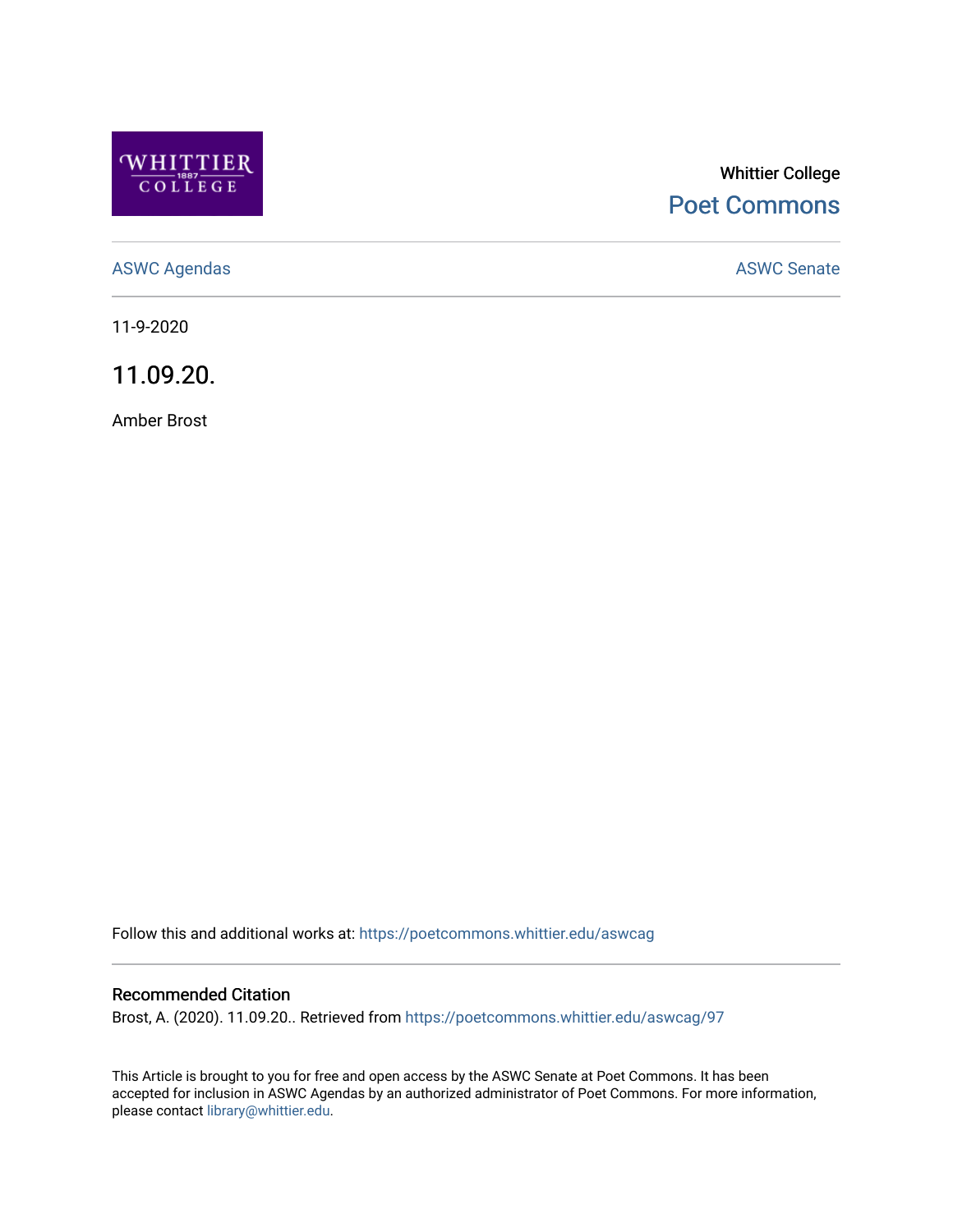Whittier College

Poet Commons

ASWC Agendas

ASWC Senate

11-9-2020

# 11.09.20.

Amber Brost

Follow this and additional works at: https://poetcommons.whittier.edu/aswcag

## Recommended Citation

Brost, A. (2020). 11.09.20.. Retrieved from https://poetcommons.whittier.edu/aswcag/97

This Article is brought to you for free and open access by the ASWC Senate at Poet Commons. It has been accepted for inclusion in ASWC Agendas by an authorized administrator of Poet Commons. For more information, please contact library@whittier.edu.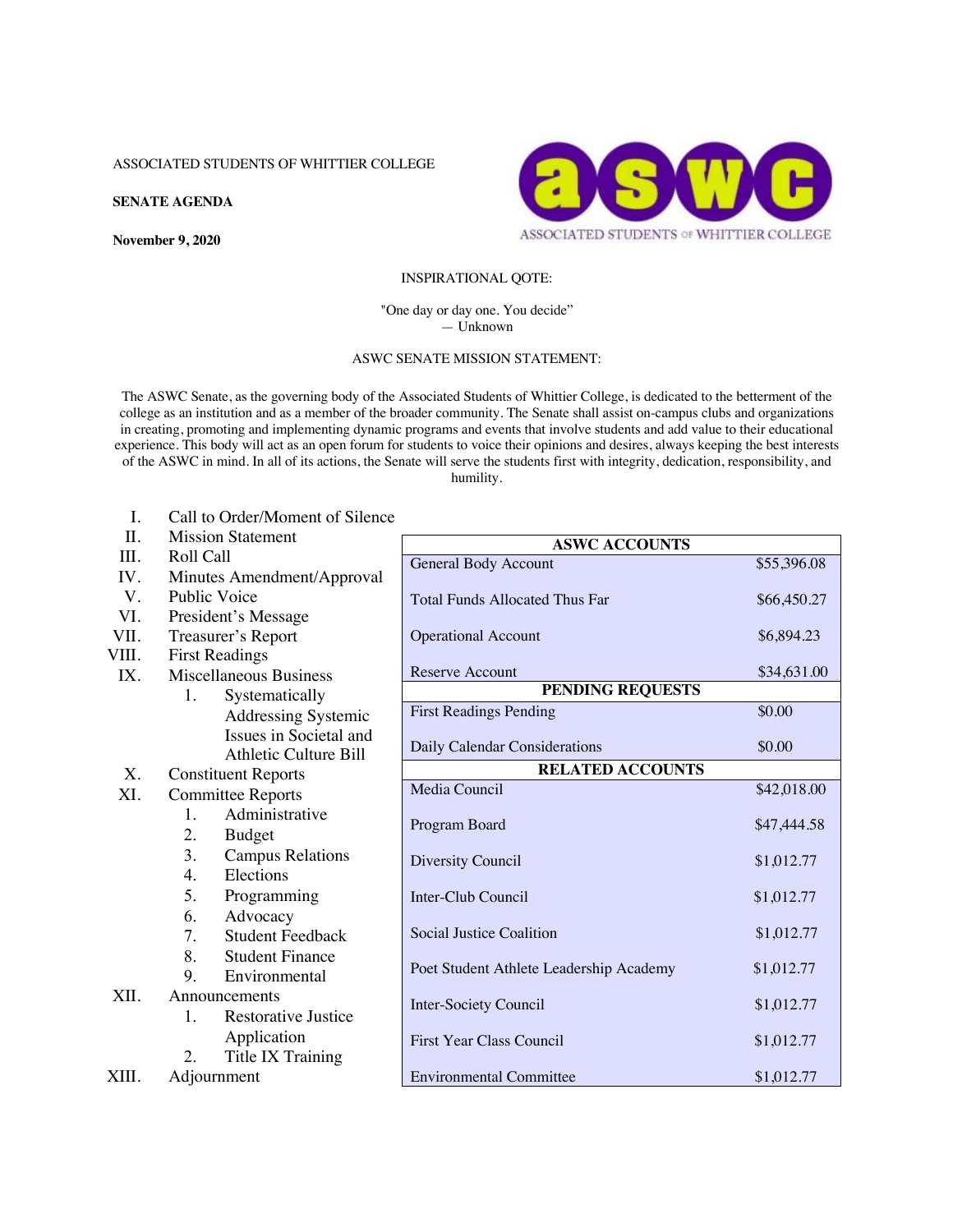ASSOCIATED STUDENTS OF WHITTIER COLLEGE

**SENATE AGENDA**

**November 9, 2020**

INSPIRATIONAL QOTE:

"One day or day one. You decide"
— Unknown

ASWC SENATE MISSION STATEMENT:

The ASWC Senate, as the governing body of the Associated Students of Whittier College, is dedicated to the betterment of the college as an institution and as a member of the broader community. The Senate shall assist on-campus clubs and organizations in creating, promoting and implementing dynamic programs and events that involve students and add value to their educational experience. This body will act as an open forum for students to voice their opinions and desires, always keeping the best interests of the ASWC in mind. In all of its actions, the Senate will serve the students first with integrity, dedication, responsibility, and humility.

- I. Call to Order/Moment of Silence
- II. Mission Statement
- III. Roll Call
- IV. Minutes Amendment/Approval
- V. Public Voice
- VI. President's Message
- VII. Treasurer's Report
- VIII. First Readings
- IX. Miscellaneous Business
  1. Systematically Addressing Systemic Issues in Societal and Athletic Culture Bill
- X. Constituent Reports
- XI. Committee Reports
  1. Administrative
  2. Budget
  3. Campus Relations
  4. Elections
  5. Programming
  6. Advocacy
  7. Student Feedback
  8. Student Finance
  9. Environmental
- XII. Announcements
  1. Restorative Justice Application
  2. Title IX Training
- XIII. Adjournment

| ASWC ACCOUNTS | |
|---|---|
| General Body Account | $55,396.08 |
| Total Funds Allocated Thus Far | $66,450.27 |
| Operational Account | $6,894.23 |
| Reserve Account | $34,631.00 |
| **PENDING REQUESTS** | |
| First Readings Pending | $0.00 |
| Daily Calendar Considerations | $0.00 |
| **RELATED ACCOUNTS** | |
| Media Council | $42,018.00 |
| Program Board | $47,444.58 |
| Diversity Council | $1,012.77 |
| Inter-Club Council | $1,012.77 |
| Social Justice Coalition | $1,012.77 |
| Poet Student Athlete Leadership Academy | $1,012.77 |
| Inter-Society Council | $1,012.77 |
| First Year Class Council | $1,012.77 |
| Environmental Committee | $1,012.77 |